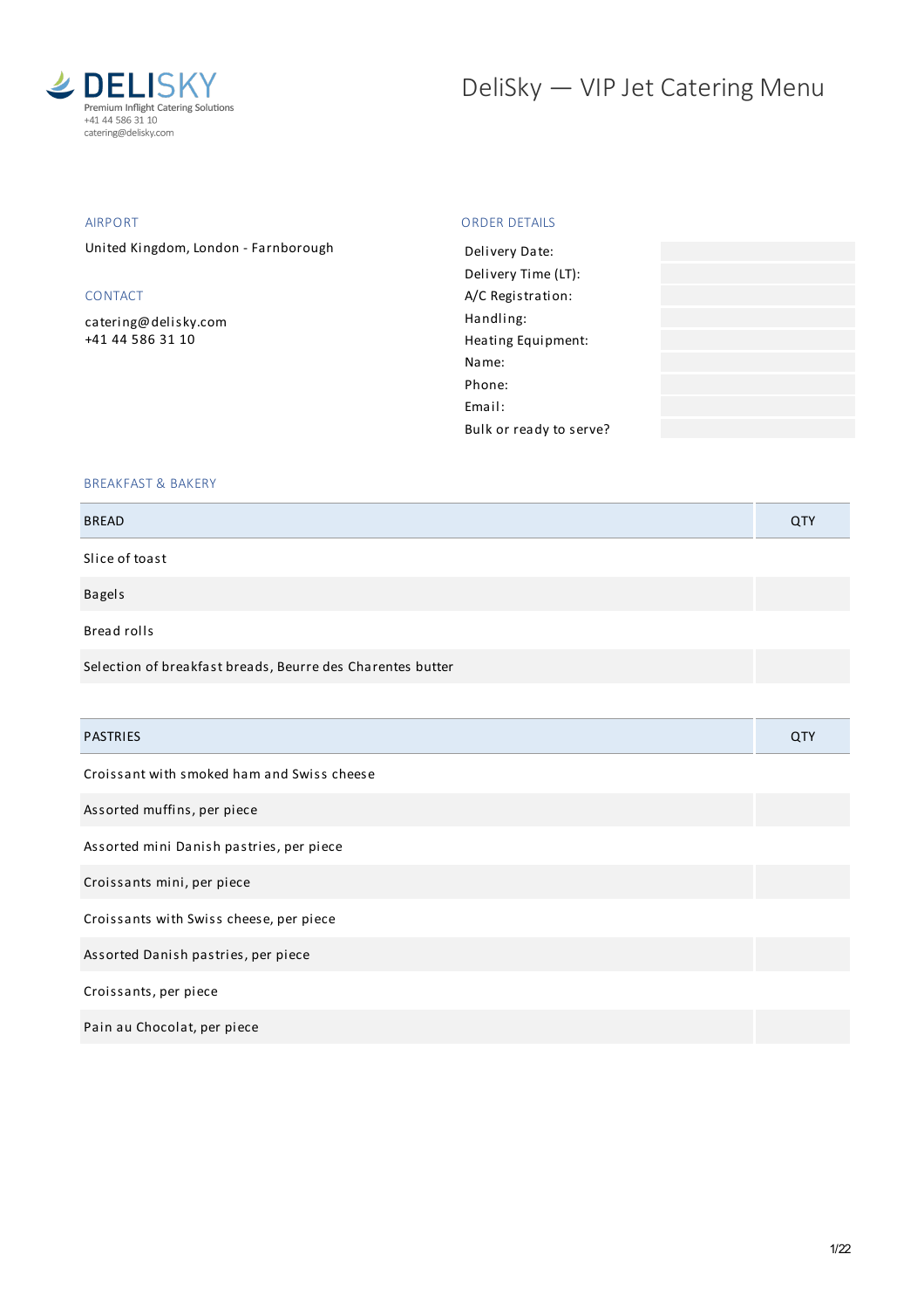**DELISKY**
Premium Inflight Catering Solutions
+41 44 586 31 10
catering@delisky.com

# DeliSky — VIP Jet Catering Menu

## AIRPORT

United Kingdom, London - Farnborough

## CONTACT

catering@delisky.com
+41 44 586 31 10

## ORDER DETAILS

| | |
|---|---|
| Delivery Date: | |
| Delivery Time (LT): | |
| A/C Registration: | |
| Handling: | |
| Heating Equipment: | |
| Name: | |
| Phone: | |
| Email: | |
| Bulk or ready to serve? | |

## BREAKFAST & BAKERY

| BREAD | QTY |
|---|---|
| Slice of toast | |
| Bagels | |
| Bread rolls | |
| Selection of breakfast breads, Beurre des Charentes butter | |

| PASTRIES | QTY |
|---|---|
| Croissant with smoked ham and Swiss cheese | |
| Assorted muffins, per piece | |
| Assorted mini Danish pastries, per piece | |
| Croissants mini, per piece | |
| Croissants with Swiss cheese, per piece | |
| Assorted Danish pastries, per piece | |
| Croissants, per piece | |
| Pain au Chocolat, per piece | |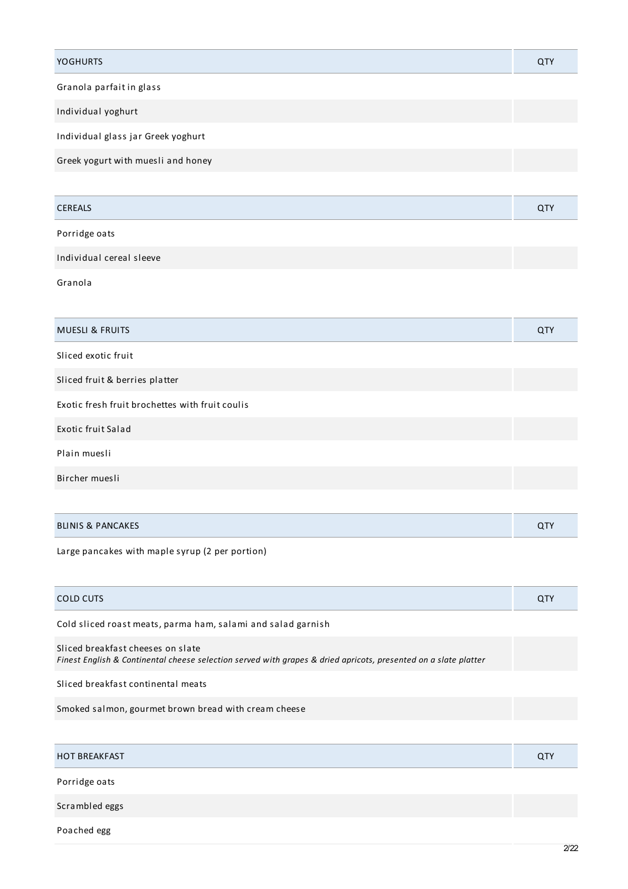| YOGHURTS | QTY |
|---|---|
| Granola parfait in glass | |
| Individual yoghurt | |
| Individual glass jar Greek yoghurt | |
| Greek yogurt with muesli and honey | |

| CEREALS | QTY |
|---|---|
| Porridge oats | |
| Individual cereal sleeve | |
| Granola | |

| MUESLI & FRUITS | QTY |
|---|---|
| Sliced exotic fruit | |
| Sliced fruit & berries platter | |
| Exotic fresh fruit brochettes with fruit coulis | |
| Exotic fruit Salad | |
| Plain muesli | |
| Bircher muesli | |

| BLINIS & PANCAKES | QTY |
|---|---|
| Large pancakes with maple syrup (2 per portion) | |

| COLD CUTS | QTY |
|---|---|
| Cold sliced roast meats, parma ham, salami and salad garnish | |
| Sliced breakfast cheeses on slate<br>*Finest English & Continental cheese selection served with grapes & dried apricots, presented on a slate platter* | |
| Sliced breakfast continental meats | |
| Smoked salmon, gourmet brown bread with cream cheese | |

| HOT BREAKFAST | QTY |
|---|---|
| Porridge oats | |
| Scrambled eggs | |
| Poached egg | |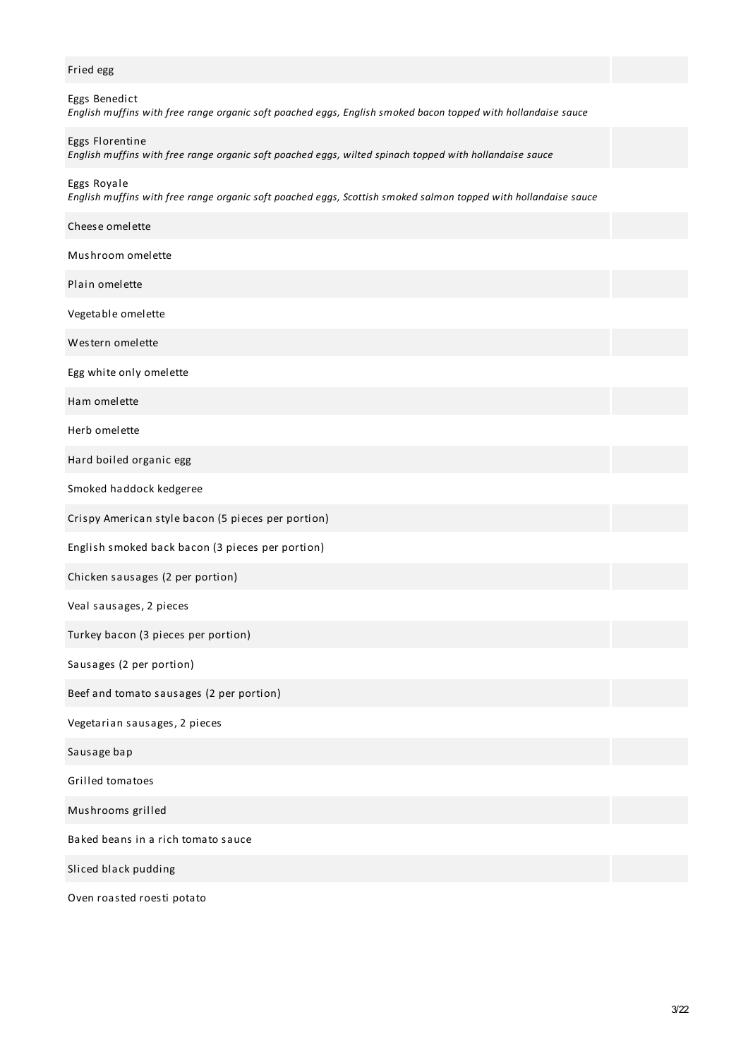Fried egg

Eggs Benedict
*English muffins with free range organic soft poached eggs, English smoked bacon topped with hollandaise sauce*

Eggs Florentine
*English muffins with free range organic soft poached eggs, wilted spinach topped with hollandaise sauce*

Eggs Royale
*English muffins with free range organic soft poached eggs, Scottish smoked salmon topped with hollandaise sauce*

Cheese omelette

Mushroom omelette

Plain omelette

Vegetable omelette

Western omelette

Egg white only omelette

Ham omelette

Herb omelette

Hard boiled organic egg

Smoked haddock kedgeree

Crispy American style bacon (5 pieces per portion)

English smoked back bacon (3 pieces per portion)

Chicken sausages (2 per portion)

Veal sausages, 2 pieces

Turkey bacon (3 pieces per portion)

Sausages (2 per portion)

Beef and tomato sausages (2 per portion)

Vegetarian sausages, 2 pieces

Sausage bap

Grilled tomatoes

Mushrooms grilled

Baked beans in a rich tomato sauce

Sliced black pudding

Oven roasted roesti potato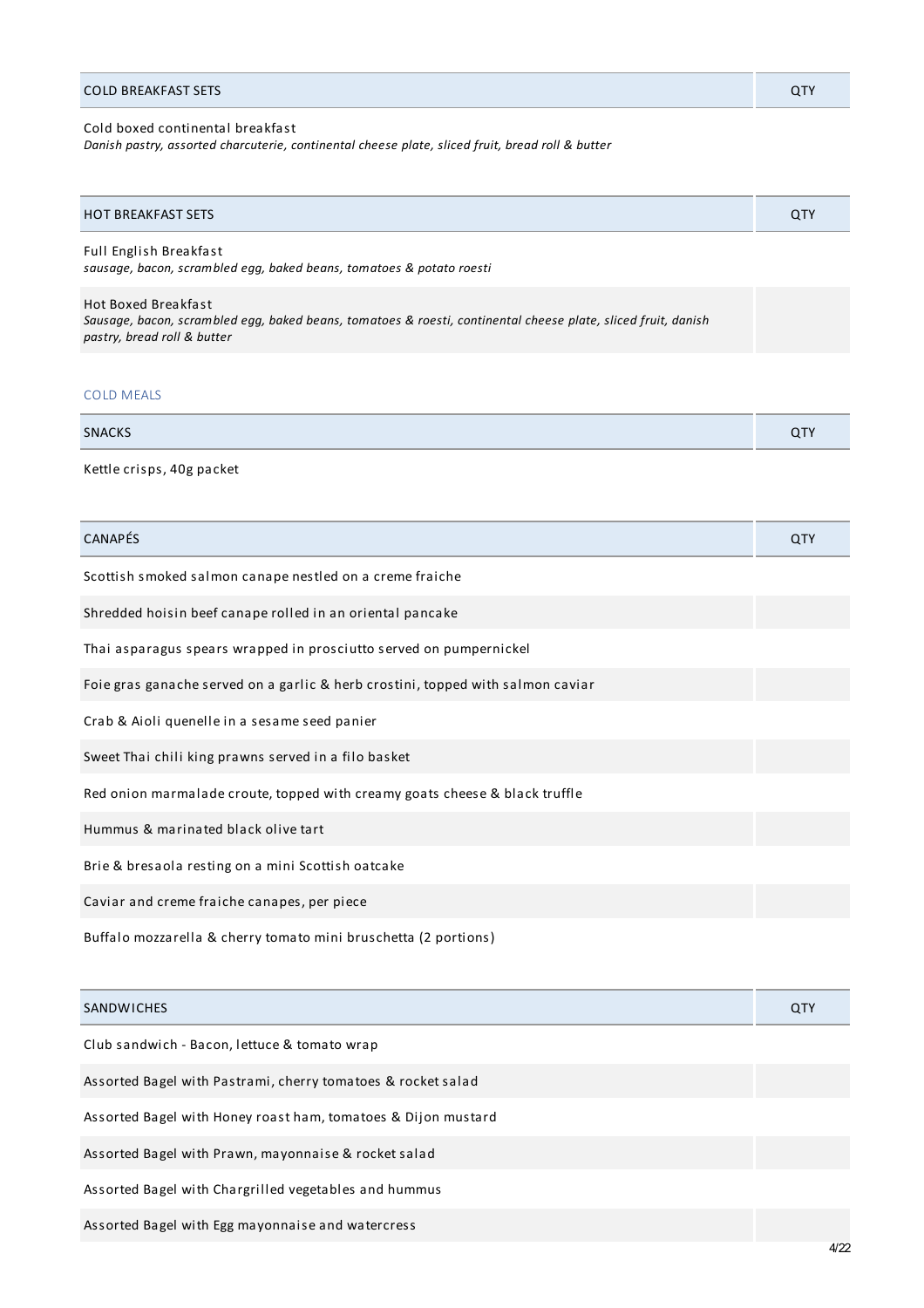| COLD BREAKFAST SETS | QTY |
|---|---|
| Cold boxed continental breakfast<br>*Danish pastry, assorted charcuterie, continental cheese plate, sliced fruit, bread roll & butter* | |

| HOT BREAKFAST SETS | QTY |
|---|---|
| Full English Breakfast<br>*sausage, bacon, scrambled egg, baked beans, tomatoes & potato roesti* | |
| Hot Boxed Breakfast<br>*Sausage, bacon, scrambled egg, baked beans, tomatoes & roesti, continental cheese plate, sliced fruit, danish pastry, bread roll & butter* | |

## COLD MEALS

| SNACKS | QTY |
|---|---|
| Kettle crisps, 40g packet | |

| CANAPÉS | QTY |
|---|---|
| Scottish smoked salmon canape nestled on a creme fraiche | |
| Shredded hoisin beef canape rolled in an oriental pancake | |
| Thai asparagus spears wrapped in prosciutto served on pumpernickel | |
| Foie gras ganache served on a garlic & herb crostini, topped with salmon caviar | |
| Crab & Aioli quenelle in a sesame seed panier | |
| Sweet Thai chili king prawns served in a filo basket | |
| Red onion marmalade croute, topped with creamy goats cheese & black truffle | |
| Hummus & marinated black olive tart | |
| Brie & bresaola resting on a mini Scottish oatcake | |
| Caviar and creme fraiche canapes, per piece | |
| Buffalo mozzarella & cherry tomato mini bruschetta (2 portions) | |

| SANDWICHES | QTY |
|---|---|
| Club sandwich - Bacon, lettuce & tomato wrap | |
| Assorted Bagel with Pastrami, cherry tomatoes & rocket salad | |
| Assorted Bagel with Honey roast ham, tomatoes & Dijon mustard | |
| Assorted Bagel with Prawn, mayonnaise & rocket salad | |
| Assorted Bagel with Chargrilled vegetables and hummus | |
| Assorted Bagel with Egg mayonnaise and watercress | |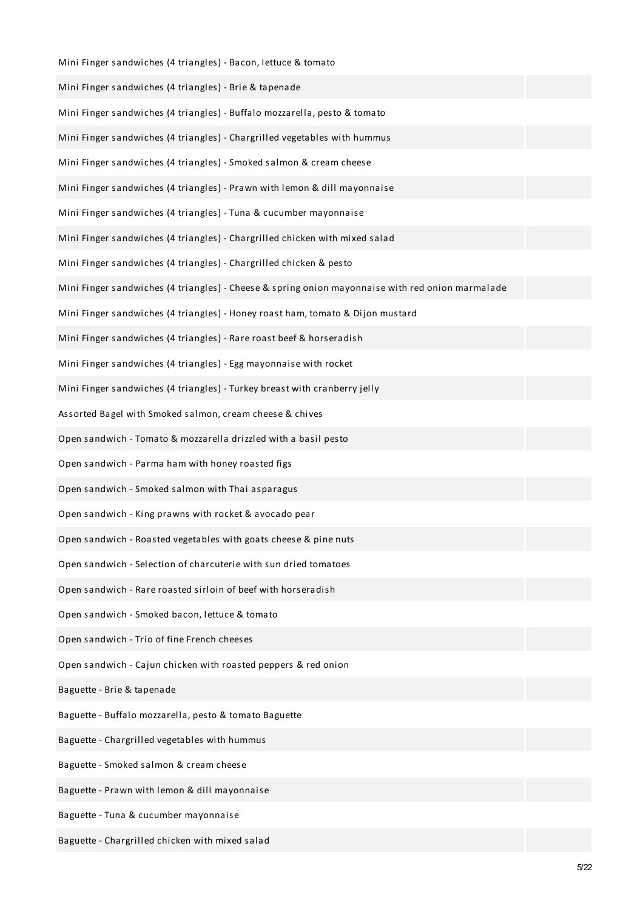| | |
|---|---|
| Mini Finger sandwiches (4 triangles) - Bacon, lettuce & tomato | |
| Mini Finger sandwiches (4 triangles) - Brie & tapenade | |
| Mini Finger sandwiches (4 triangles) - Buffalo mozzarella, pesto & tomato | |
| Mini Finger sandwiches (4 triangles) - Chargrilled vegetables with hummus | |
| Mini Finger sandwiches (4 triangles) - Smoked salmon & cream cheese | |
| Mini Finger sandwiches (4 triangles) - Prawn with lemon & dill mayonnaise | |
| Mini Finger sandwiches (4 triangles) - Tuna & cucumber mayonnaise | |
| Mini Finger sandwiches (4 triangles) - Chargrilled chicken with mixed salad | |
| Mini Finger sandwiches (4 triangles) - Chargrilled chicken & pesto | |
| Mini Finger sandwiches (4 triangles) - Cheese & spring onion mayonnaise with red onion marmalade | |
| Mini Finger sandwiches (4 triangles) - Honey roast ham, tomato & Dijon mustard | |
| Mini Finger sandwiches (4 triangles) - Rare roast beef & horseradish | |
| Mini Finger sandwiches (4 triangles) - Egg mayonnaise with rocket | |
| Mini Finger sandwiches (4 triangles) - Turkey breast with cranberry jelly | |
| Assorted Bagel with Smoked salmon, cream cheese & chives | |
| Open sandwich - Tomato & mozzarella drizzled with a basil pesto | |
| Open sandwich - Parma ham with honey roasted figs | |
| Open sandwich - Smoked salmon with Thai asparagus | |
| Open sandwich - King prawns with rocket & avocado pear | |
| Open sandwich - Roasted vegetables with goats cheese & pine nuts | |
| Open sandwich - Selection of charcuterie with sun dried tomatoes | |
| Open sandwich - Rare roasted sirloin of beef with horseradish | |
| Open sandwich - Smoked bacon, lettuce & tomato | |
| Open sandwich - Trio of fine French cheeses | |
| Open sandwich - Cajun chicken with roasted peppers & red onion | |
| Baguette - Brie & tapenade | |
| Baguette - Buffalo mozzarella, pesto & tomato Baguette | |
| Baguette - Chargrilled vegetables with hummus | |
| Baguette - Smoked salmon & cream cheese | |
| Baguette - Prawn with lemon & dill mayonnaise | |
| Baguette - Tuna & cucumber mayonnaise | |
| Baguette - Chargrilled chicken with mixed salad | |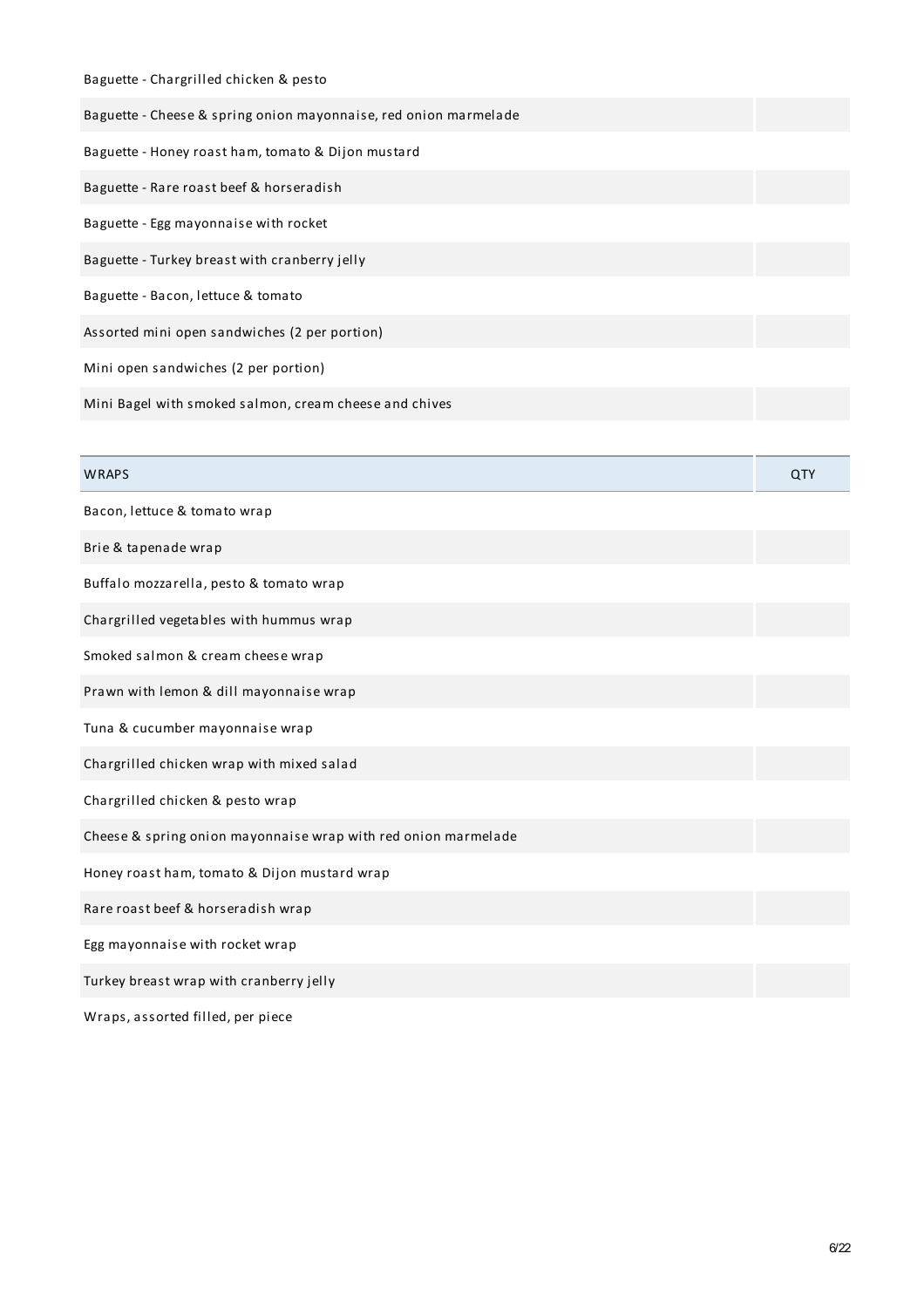| | |
|---|---|
| Baguette - Chargrilled chicken & pesto | |
| Baguette - Cheese & spring onion mayonnaise, red onion marmelade | |
| Baguette - Honey roast ham, tomato & Dijon mustard | |
| Baguette - Rare roast beef & horseradish | |
| Baguette - Egg mayonnaise with rocket | |
| Baguette - Turkey breast with cranberry jelly | |
| Baguette - Bacon, lettuce & tomato | |
| Assorted mini open sandwiches (2 per portion) | |
| Mini open sandwiches (2 per portion) | |
| Mini Bagel with smoked salmon, cream cheese and chives | |

| WRAPS | QTY |
|---|---|
| Bacon, lettuce & tomato wrap | |
| Brie & tapenade wrap | |
| Buffalo mozzarella, pesto & tomato wrap | |
| Chargrilled vegetables with hummus wrap | |
| Smoked salmon & cream cheese wrap | |
| Prawn with lemon & dill mayonnaise wrap | |
| Tuna & cucumber mayonnaise wrap | |
| Chargrilled chicken wrap with mixed salad | |
| Chargrilled chicken & pesto wrap | |
| Cheese & spring onion mayonnaise wrap with red onion marmelade | |
| Honey roast ham, tomato & Dijon mustard wrap | |
| Rare roast beef & horseradish wrap | |
| Egg mayonnaise with rocket wrap | |
| Turkey breast wrap with cranberry jelly | |
| Wraps, assorted filled, per piece | |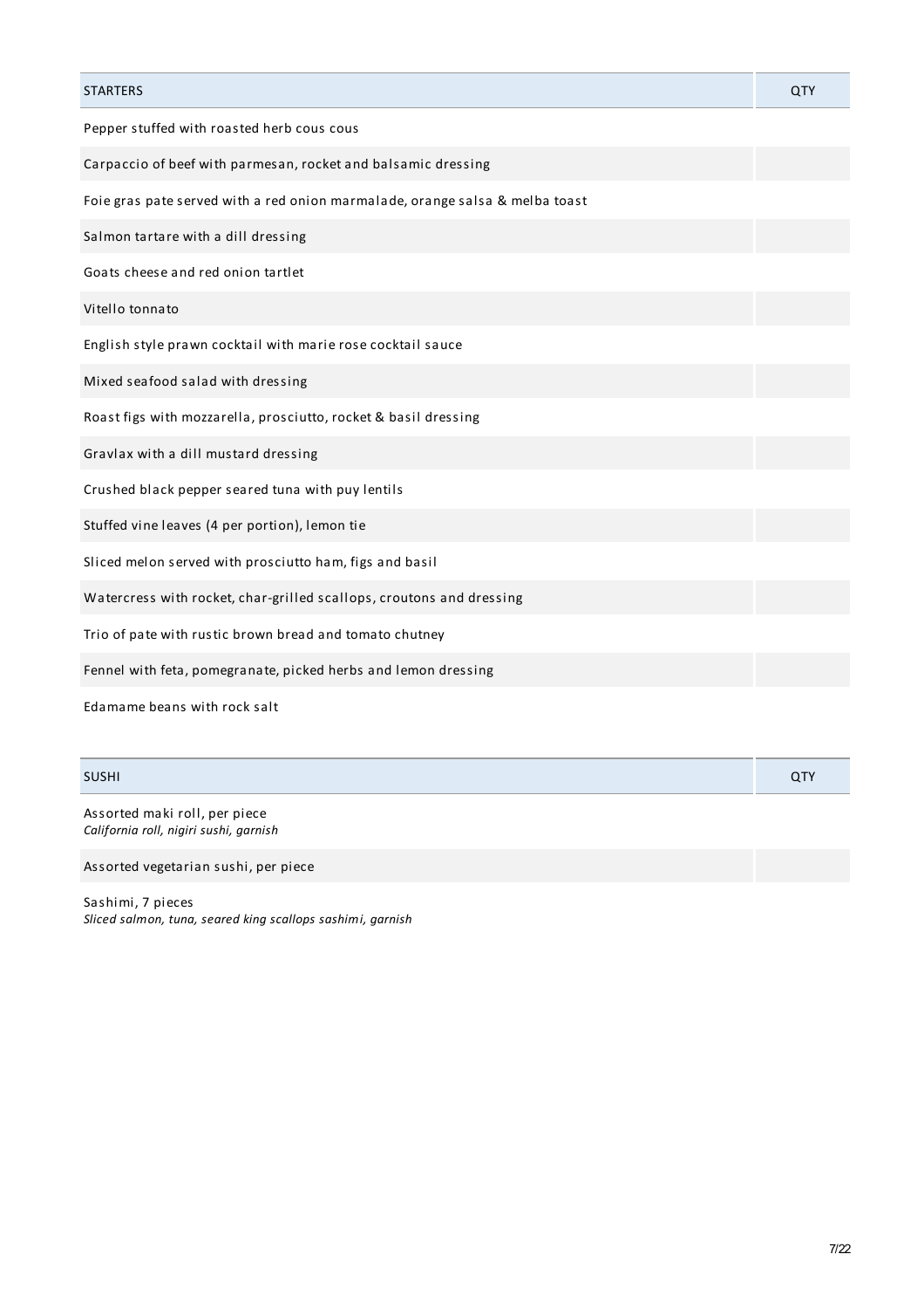| STARTERS | QTY |
| --- | --- |
| Pepper stuffed with roasted herb cous cous | |
| Carpaccio of beef with parmesan, rocket and balsamic dressing | |
| Foie gras pate served with a red onion marmalade, orange salsa & melba toast | |
| Salmon tartare with a dill dressing | |
| Goats cheese and red onion tartlet | |
| Vitello tonnato | |
| English style prawn cocktail with marie rose cocktail sauce | |
| Mixed seafood salad with dressing | |
| Roast figs with mozzarella, prosciutto, rocket & basil dressing | |
| Gravlax with a dill mustard dressing | |
| Crushed black pepper seared tuna with puy lentils | |
| Stuffed vine leaves (4 per portion), lemon tie | |
| Sliced melon served with prosciutto ham, figs and basil | |
| Watercress with rocket, char-grilled scallops, croutons and dressing | |
| Trio of pate with rustic brown bread and tomato chutney | |
| Fennel with feta, pomegranate, picked herbs and lemon dressing | |
| Edamame beans with rock salt | |

| SUSHI | QTY |
| --- | --- |
| Assorted maki roll, per piece<br>*California roll, nigiri sushi, garnish* | |
| Assorted vegetarian sushi, per piece | |
| Sashimi, 7 pieces<br>*Sliced salmon, tuna, seared king scallops sashimi, garnish* | |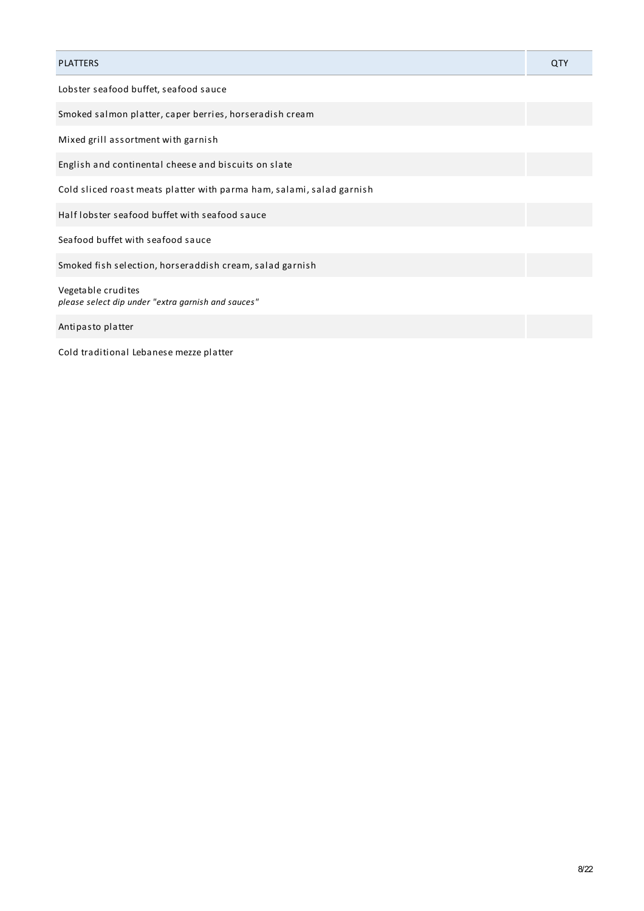| PLATTERS | QTY |
| --- | --- |
| Lobster seafood buffet, seafood sauce | |
| Smoked salmon platter, caper berries, horseradish cream | |
| Mixed grill assortment with garnish | |
| English and continental cheese and biscuits on slate | |
| Cold sliced roast meats platter with parma ham, salami, salad garnish | |
| Half lobster seafood buffet with seafood sauce | |
| Seafood buffet with seafood sauce | |
| Smoked fish selection, horseraddish cream, salad garnish | |
| Vegetable crudites<br>*please select dip under "extra garnish and sauces"* | |
| Antipasto platter | |
| Cold traditional Lebanese mezze platter | |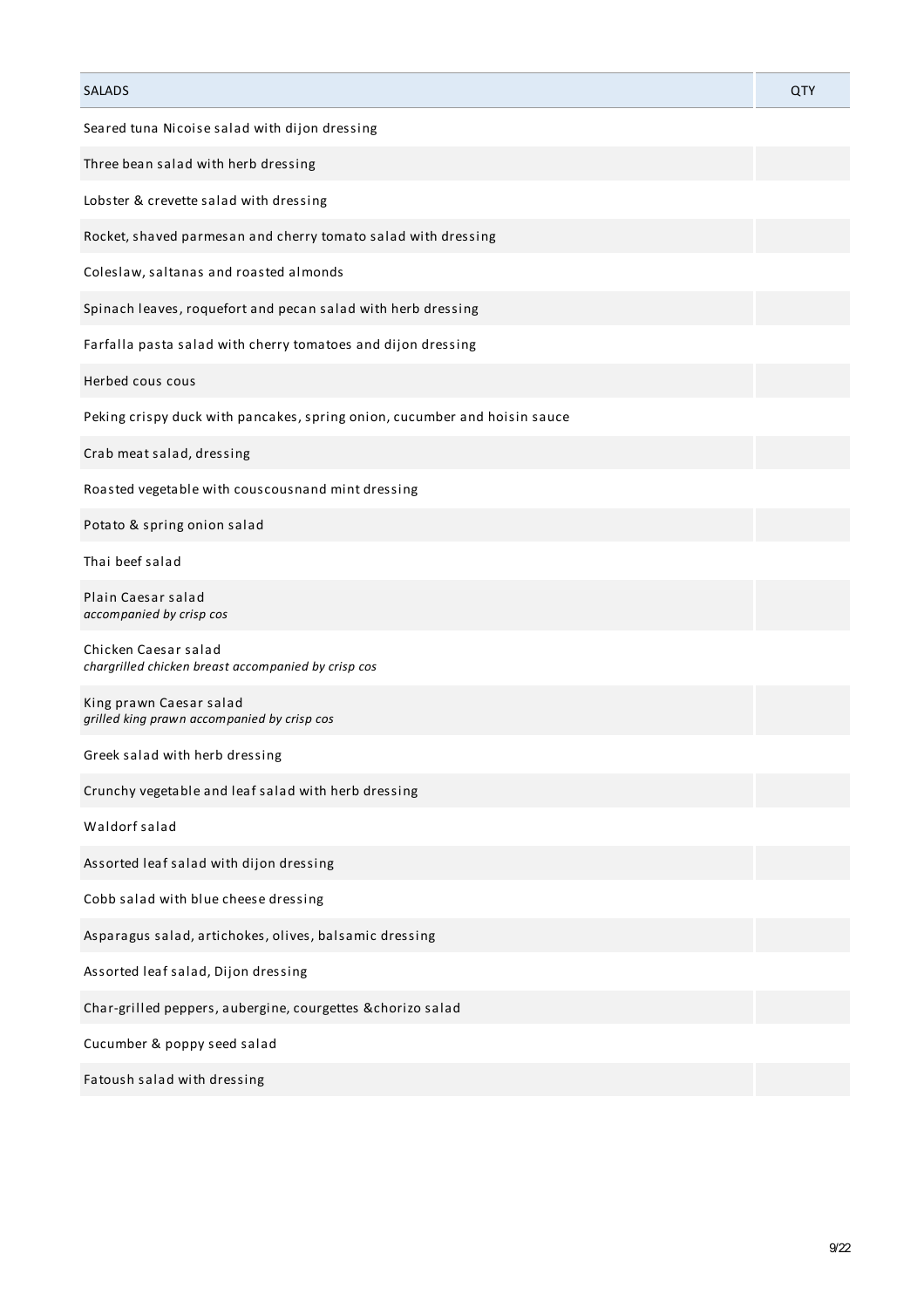| SALADS | QTY |
| --- | --- |
| Seared tuna Nicoise salad with dijon dressing | |
| Three bean salad with herb dressing | |
| Lobster & crevette salad with dressing | |
| Rocket, shaved parmesan and cherry tomato salad with dressing | |
| Coleslaw, saltanas and roasted almonds | |
| Spinach leaves, roquefort and pecan salad with herb dressing | |
| Farfalla pasta salad with cherry tomatoes and dijon dressing | |
| Herbed cous cous | |
| Peking crispy duck with pancakes, spring onion, cucumber and hoisin sauce | |
| Crab meat salad, dressing | |
| Roasted vegetable with couscousnand mint dressing | |
| Potato & spring onion salad | |
| Thai beef salad | |
| Plain Caesar salad<br>*accompanied by crisp cos* | |
| Chicken Caesar salad<br>*chargrilled chicken breast accompanied by crisp cos* | |
| King prawn Caesar salad<br>*grilled king prawn accompanied by crisp cos* | |
| Greek salad with herb dressing | |
| Crunchy vegetable and leaf salad with herb dressing | |
| Waldorf salad | |
| Assorted leaf salad with dijon dressing | |
| Cobb salad with blue cheese dressing | |
| Asparagus salad, artichokes, olives, balsamic dressing | |
| Assorted leaf salad, Dijon dressing | |
| Char-grilled peppers, aubergine, courgettes &chorizo salad | |
| Cucumber & poppy seed salad | |
| Fatoush salad with dressing | |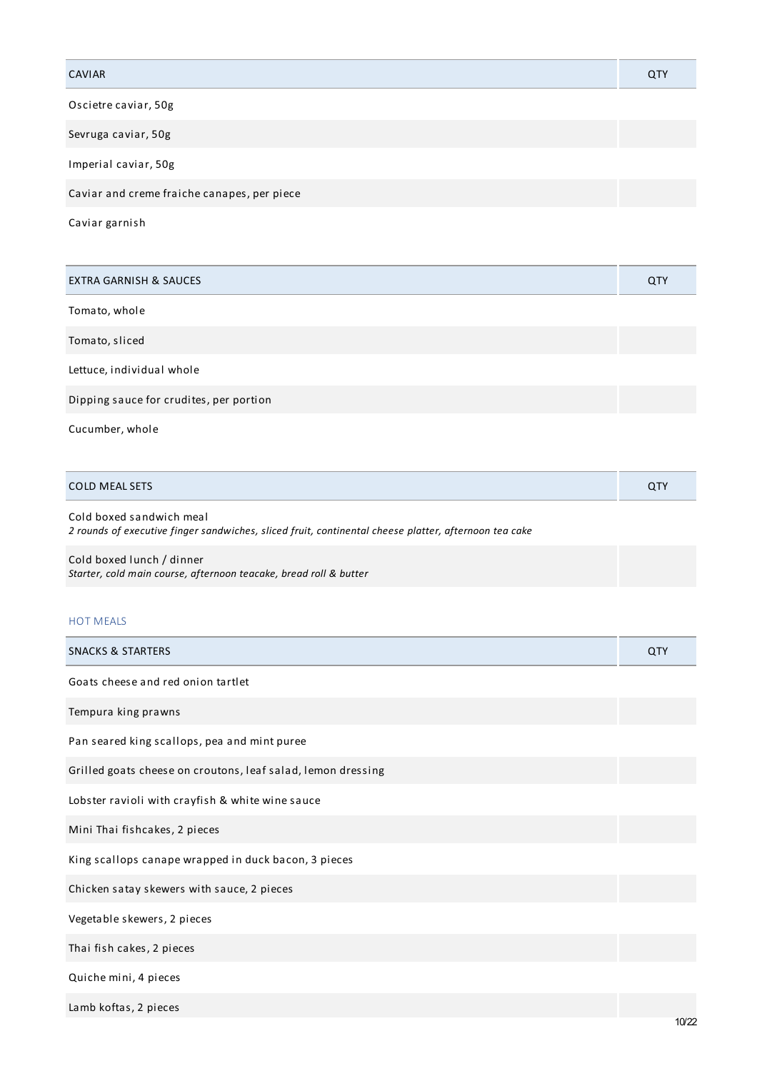| CAVIAR | QTY |
|---|---|
| Oscietre caviar, 50g | |
| Sevruga caviar, 50g | |
| Imperial caviar, 50g | |
| Caviar and creme fraiche canapes, per piece | |
| Caviar garnish | |

| EXTRA GARNISH & SAUCES | QTY |
|---|---|
| Tomato, whole | |
| Tomato, sliced | |
| Lettuce, individual whole | |
| Dipping sauce for crudites, per portion | |
| Cucumber, whole | |

| COLD MEAL SETS | QTY |
|---|---|
| Cold boxed sandwich meal<br>*2 rounds of executive finger sandwiches, sliced fruit, continental cheese platter, afternoon tea cake* | |
| Cold boxed lunch / dinner<br>*Starter, cold main course, afternoon teacake, bread roll & butter* | |

## HOT MEALS

| SNACKS & STARTERS | QTY |
|---|---|
| Goats cheese and red onion tartlet | |
| Tempura king prawns | |
| Pan seared king scallops, pea and mint puree | |
| Grilled goats cheese on croutons, leaf salad, lemon dressing | |
| Lobster ravioli with crayfish & white wine sauce | |
| Mini Thai fishcakes, 2 pieces | |
| King scallops canape wrapped in duck bacon, 3 pieces | |
| Chicken satay skewers with sauce, 2 pieces | |
| Vegetable skewers, 2 pieces | |
| Thai fish cakes, 2 pieces | |
| Quiche mini, 4 pieces | |
| Lamb koftas, 2 pieces | |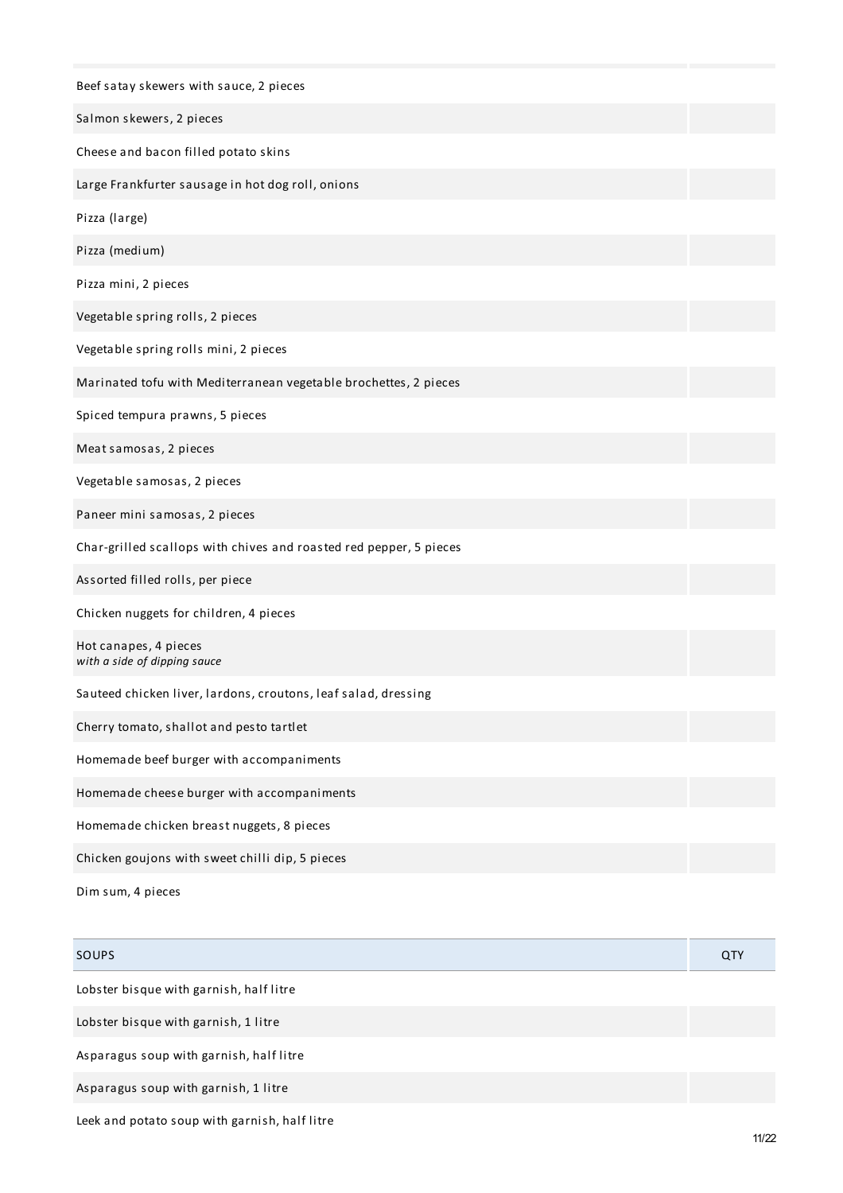| | |
|---|---|
| Beef satay skewers with sauce, 2 pieces | |
| Salmon skewers, 2 pieces | |
| Cheese and bacon filled potato skins | |
| Large Frankfurter sausage in hot dog roll, onions | |
| Pizza (large) | |
| Pizza (medium) | |
| Pizza mini, 2 pieces | |
| Vegetable spring rolls, 2 pieces | |
| Vegetable spring rolls mini, 2 pieces | |
| Marinated tofu with Mediterranean vegetable brochettes, 2 pieces | |
| Spiced tempura prawns, 5 pieces | |
| Meat samosas, 2 pieces | |
| Vegetable samosas, 2 pieces | |
| Paneer mini samosas, 2 pieces | |
| Char-grilled scallops with chives and roasted red pepper, 5 pieces | |
| Assorted filled rolls, per piece | |
| Chicken nuggets for children, 4 pieces | |
| Hot canapes, 4 pieces *with a side of dipping sauce* | |
| Sauteed chicken liver, lardons, croutons, leaf salad, dressing | |
| Cherry tomato, shallot and pesto tartlet | |
| Homemade beef burger with accompaniments | |
| Homemade cheese burger with accompaniments | |
| Homemade chicken breast nuggets, 8 pieces | |
| Chicken goujons with sweet chilli dip, 5 pieces | |
| Dim sum, 4 pieces | |

| SOUPS | QTY |
|---|---|
| Lobster bisque with garnish, half litre | |
| Lobster bisque with garnish, 1 litre | |
| Asparagus soup with garnish, half litre | |
| Asparagus soup with garnish, 1 litre | |
| Leek and potato soup with garnish, half litre | |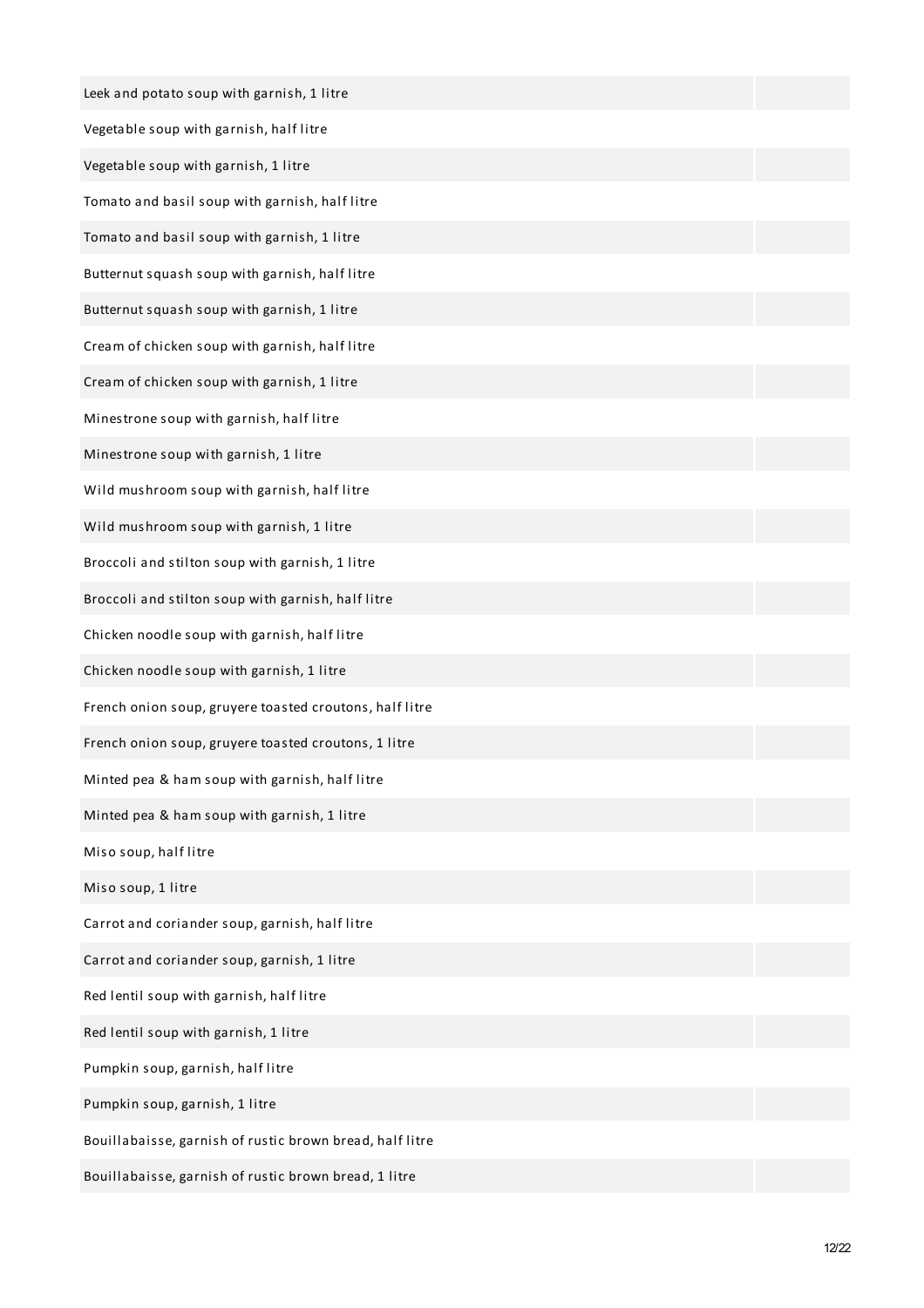| | |
|---|---|
| Leek and potato soup with garnish, 1 litre | |
| Vegetable soup with garnish, half litre | |
| Vegetable soup with garnish, 1 litre | |
| Tomato and basil soup with garnish, half litre | |
| Tomato and basil soup with garnish, 1 litre | |
| Butternut squash soup with garnish, half litre | |
| Butternut squash soup with garnish, 1 litre | |
| Cream of chicken soup with garnish, half litre | |
| Cream of chicken soup with garnish, 1 litre | |
| Minestrone soup with garnish, half litre | |
| Minestrone soup with garnish, 1 litre | |
| Wild mushroom soup with garnish, half litre | |
| Wild mushroom soup with garnish, 1 litre | |
| Broccoli and stilton soup with garnish, 1 litre | |
| Broccoli and stilton soup with garnish, half litre | |
| Chicken noodle soup with garnish, half litre | |
| Chicken noodle soup with garnish, 1 litre | |
| French onion soup, gruyere toasted croutons, half litre | |
| French onion soup, gruyere toasted croutons, 1 litre | |
| Minted pea & ham soup with garnish, half litre | |
| Minted pea & ham soup with garnish, 1 litre | |
| Miso soup, half litre | |
| Miso soup, 1 litre | |
| Carrot and coriander soup, garnish, half litre | |
| Carrot and coriander soup, garnish, 1 litre | |
| Red lentil soup with garnish, half litre | |
| Red lentil soup with garnish, 1 litre | |
| Pumpkin soup, garnish, half litre | |
| Pumpkin soup, garnish, 1 litre | |
| Bouillabaisse, garnish of rustic brown bread, half litre | |
| Bouillabaisse, garnish of rustic brown bread, 1 litre | |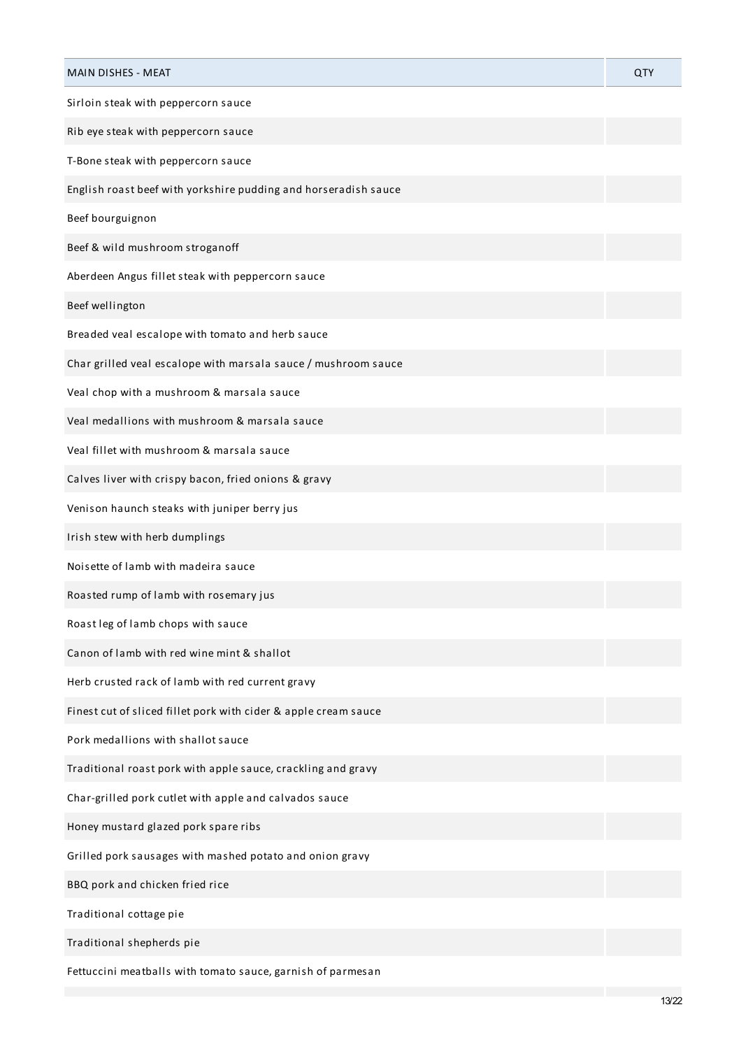| MAIN DISHES - MEAT | QTY |
| --- | --- |
| Sirloin steak with peppercorn sauce | |
| Rib eye steak with peppercorn sauce | |
| T-Bone steak with peppercorn sauce | |
| English roast beef with yorkshire pudding and horseradish sauce | |
| Beef bourguignon | |
| Beef & wild mushroom stroganoff | |
| Aberdeen Angus fillet steak with peppercorn sauce | |
| Beef wellington | |
| Breaded veal escalope with tomato and herb sauce | |
| Char grilled veal escalope with marsala sauce / mushroom sauce | |
| Veal chop with a mushroom & marsala sauce | |
| Veal medallions with mushroom & marsala sauce | |
| Veal fillet with mushroom & marsala sauce | |
| Calves liver with crispy bacon, fried onions & gravy | |
| Venison haunch steaks with juniper berry jus | |
| Irish stew with herb dumplings | |
| Noisette of lamb with madeira sauce | |
| Roasted rump of lamb with rosemary jus | |
| Roast leg of lamb chops with sauce | |
| Canon of lamb with red wine mint & shallot | |
| Herb crusted rack of lamb with red current gravy | |
| Finest cut of sliced fillet pork with cider & apple cream sauce | |
| Pork medallions with shallot sauce | |
| Traditional roast pork with apple sauce, crackling and gravy | |
| Char-grilled pork cutlet with apple and calvados sauce | |
| Honey mustard glazed pork spare ribs | |
| Grilled pork sausages with mashed potato and onion gravy | |
| BBQ pork and chicken fried rice | |
| Traditional cottage pie | |
| Traditional shepherds pie | |
| Fettuccini meatballs with tomato sauce, garnish of parmesan | |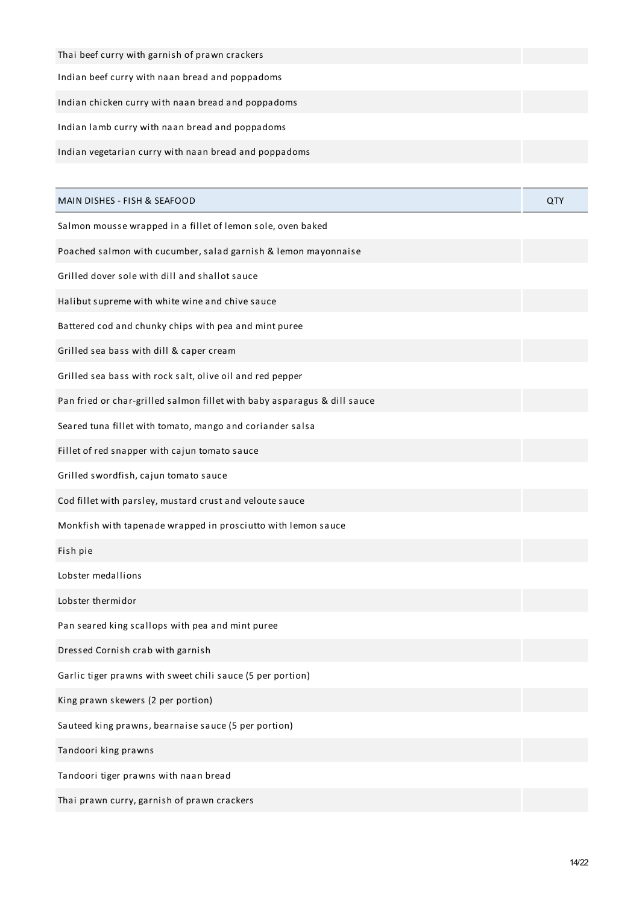| | |
|---|---|
| Thai beef curry with garnish of prawn crackers | |
| Indian beef curry with naan bread and poppadoms | |
| Indian chicken curry with naan bread and poppadoms | |
| Indian lamb curry with naan bread and poppadoms | |
| Indian vegetarian curry with naan bread and poppadoms | |

| MAIN DISHES - FISH & SEAFOOD | QTY |
|---|---|
| Salmon mousse wrapped in a fillet of lemon sole, oven baked | |
| Poached salmon with cucumber, salad garnish & lemon mayonnaise | |
| Grilled dover sole with dill and shallot sauce | |
| Halibut supreme with white wine and chive sauce | |
| Battered cod and chunky chips with pea and mint puree | |
| Grilled sea bass with dill & caper cream | |
| Grilled sea bass with rock salt, olive oil and red pepper | |
| Pan fried or char-grilled salmon fillet with baby asparagus & dill sauce | |
| Seared tuna fillet with tomato, mango and coriander salsa | |
| Fillet of red snapper with cajun tomato sauce | |
| Grilled swordfish, cajun tomato sauce | |
| Cod fillet with parsley, mustard crust and veloute sauce | |
| Monkfish with tapenade wrapped in prosciutto with lemon sauce | |
| Fish pie | |
| Lobster medallions | |
| Lobster thermidor | |
| Pan seared king scallops with pea and mint puree | |
| Dressed Cornish crab with garnish | |
| Garlic tiger prawns with sweet chili sauce (5 per portion) | |
| King prawn skewers (2 per portion) | |
| Sauteed king prawns, bearnaise sauce (5 per portion) | |
| Tandoori king prawns | |
| Tandoori tiger prawns with naan bread | |
| Thai prawn curry, garnish of prawn crackers | |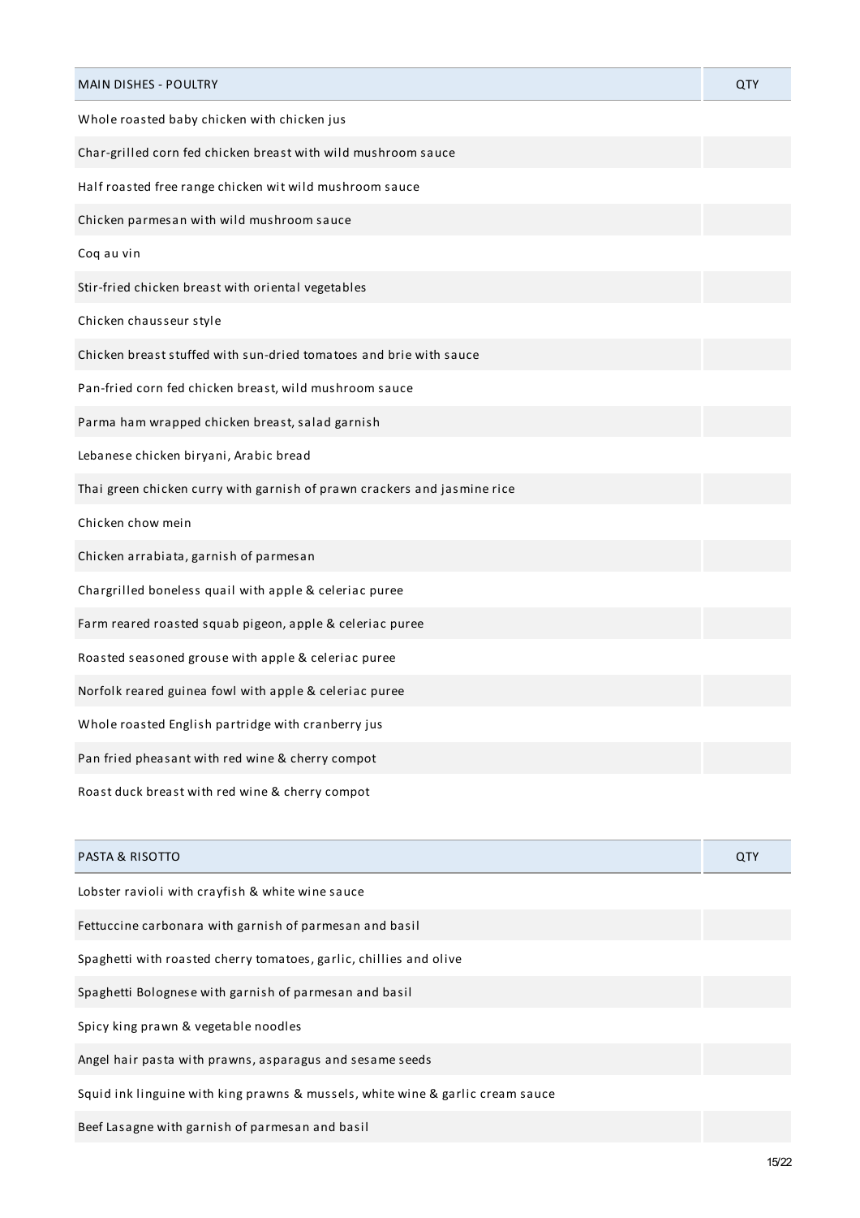| MAIN DISHES - POULTRY | QTY |
|---|---|
| Whole roasted baby chicken with chicken jus | |
| Char-grilled corn fed chicken breast with wild mushroom sauce | |
| Half roasted free range chicken wit wild mushroom sauce | |
| Chicken parmesan with wild mushroom sauce | |
| Coq au vin | |
| Stir-fried chicken breast with oriental vegetables | |
| Chicken chausseur style | |
| Chicken breast stuffed with sun-dried tomatoes and brie with sauce | |
| Pan-fried corn fed chicken breast, wild mushroom sauce | |
| Parma ham wrapped chicken breast, salad garnish | |
| Lebanese chicken biryani, Arabic bread | |
| Thai green chicken curry with garnish of prawn crackers and jasmine rice | |
| Chicken chow mein | |
| Chicken arrabiata, garnish of parmesan | |
| Chargrilled boneless quail with apple & celeriac puree | |
| Farm reared roasted squab pigeon, apple & celeriac puree | |
| Roasted seasoned grouse with apple & celeriac puree | |
| Norfolk reared guinea fowl with apple & celeriac puree | |
| Whole roasted English partridge with cranberry jus | |
| Pan fried pheasant with red wine & cherry compot | |
| Roast duck breast with red wine & cherry compot | |

| PASTA & RISOTTO | QTY |
|---|---|
| Lobster ravioli with crayfish & white wine sauce | |
| Fettuccine carbonara with garnish of parmesan and basil | |
| Spaghetti with roasted cherry tomatoes, garlic, chillies and olive | |
| Spaghetti Bolognese with garnish of parmesan and basil | |
| Spicy king prawn & vegetable noodles | |
| Angel hair pasta with prawns, asparagus and sesame seeds | |
| Squid ink linguine with king prawns & mussels, white wine & garlic cream sauce | |
| Beef Lasagne with garnish of parmesan and basil | |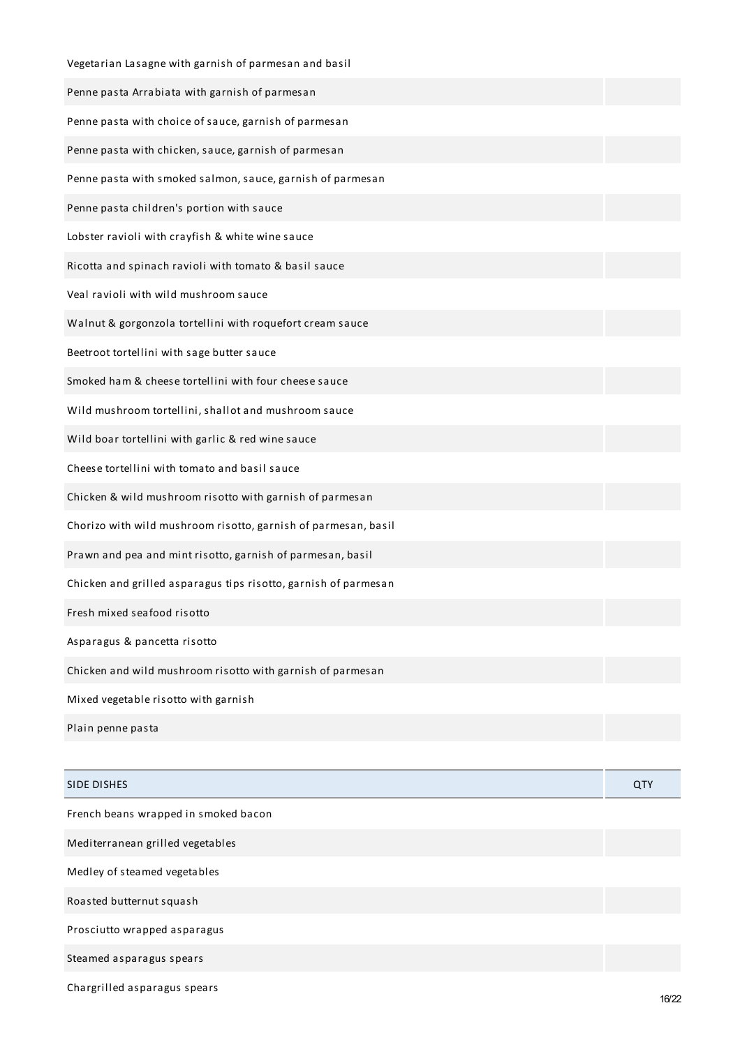| | |
|---|---|
| Vegetarian Lasagne with garnish of parmesan and basil | |
| Penne pasta Arrabiata with garnish of parmesan | |
| Penne pasta with choice of sauce, garnish of parmesan | |
| Penne pasta with chicken, sauce, garnish of parmesan | |
| Penne pasta with smoked salmon, sauce, garnish of parmesan | |
| Penne pasta children's portion with sauce | |
| Lobster ravioli with crayfish & white wine sauce | |
| Ricotta and spinach ravioli with tomato & basil sauce | |
| Veal ravioli with wild mushroom sauce | |
| Walnut & gorgonzola tortellini with roquefort cream sauce | |
| Beetroot tortellini with sage butter sauce | |
| Smoked ham & cheese tortellini with four cheese sauce | |
| Wild mushroom tortellini, shallot and mushroom sauce | |
| Wild boar tortellini with garlic & red wine sauce | |
| Cheese tortellini with tomato and basil sauce | |
| Chicken & wild mushroom risotto with garnish of parmesan | |
| Chorizo with wild mushroom risotto, garnish of parmesan, basil | |
| Prawn and pea and mint risotto, garnish of parmesan, basil | |
| Chicken and grilled asparagus tips risotto, garnish of parmesan | |
| Fresh mixed seafood risotto | |
| Asparagus & pancetta risotto | |
| Chicken and wild mushroom risotto with garnish of parmesan | |
| Mixed vegetable risotto with garnish | |
| Plain penne pasta | |

| SIDE DISHES | QTY |
|---|---|
| French beans wrapped in smoked bacon | |
| Mediterranean grilled vegetables | |
| Medley of steamed vegetables | |
| Roasted butternut squash | |
| Prosciutto wrapped asparagus | |
| Steamed asparagus spears | |
| Chargrilled asparagus spears | |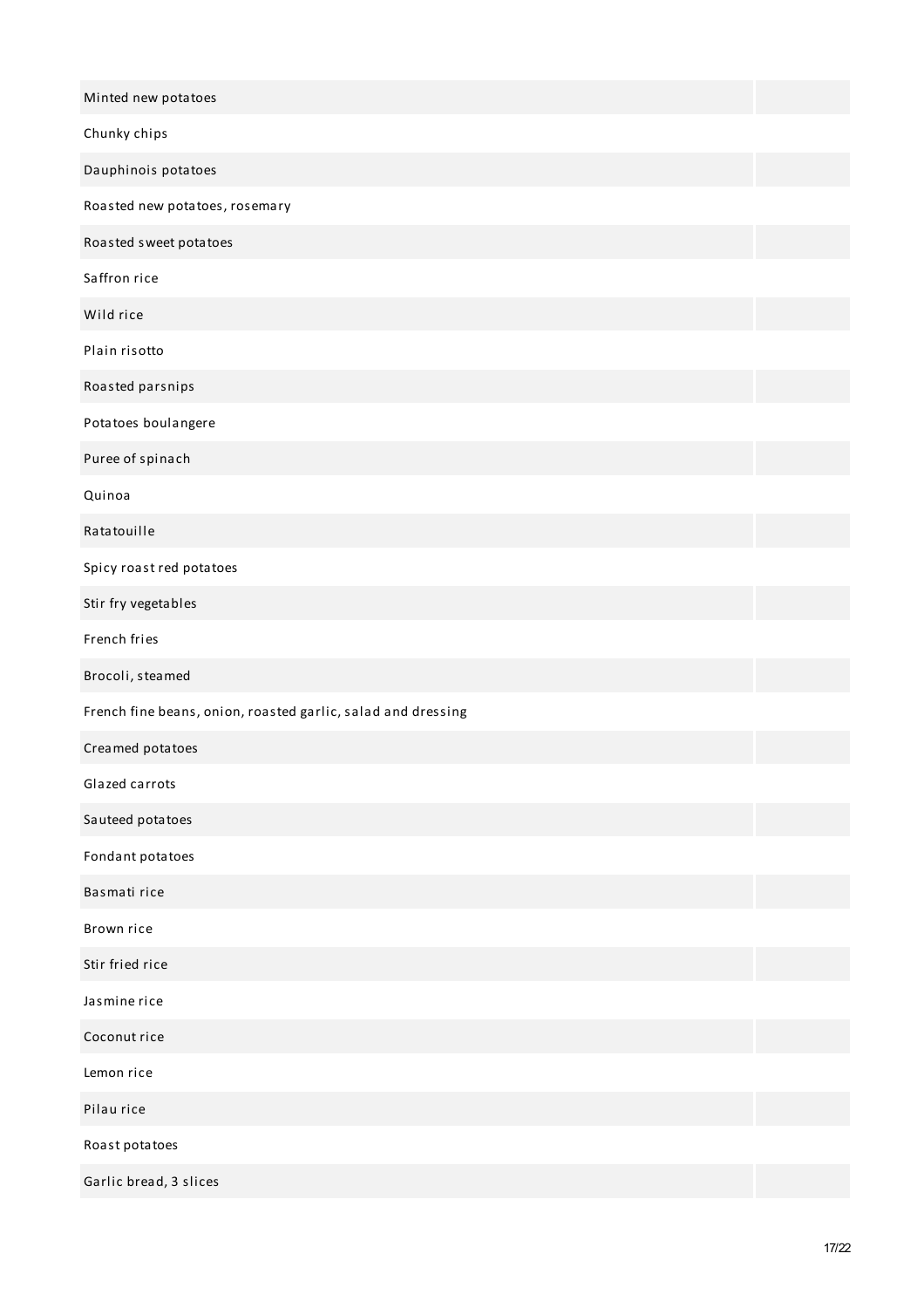| | |
|---|---|
| Minted new potatoes | |
| Chunky chips | |
| Dauphinois potatoes | |
| Roasted new potatoes, rosemary | |
| Roasted sweet potatoes | |
| Saffron rice | |
| Wild rice | |
| Plain risotto | |
| Roasted parsnips | |
| Potatoes boulangere | |
| Puree of spinach | |
| Quinoa | |
| Ratatouille | |
| Spicy roast red potatoes | |
| Stir fry vegetables | |
| French fries | |
| Brocoli, steamed | |
| French fine beans, onion, roasted garlic, salad and dressing | |
| Creamed potatoes | |
| Glazed carrots | |
| Sauteed potatoes | |
| Fondant potatoes | |
| Basmati rice | |
| Brown rice | |
| Stir fried rice | |
| Jasmine rice | |
| Coconut rice | |
| Lemon rice | |
| Pilau rice | |
| Roast potatoes | |
| Garlic bread, 3 slices | |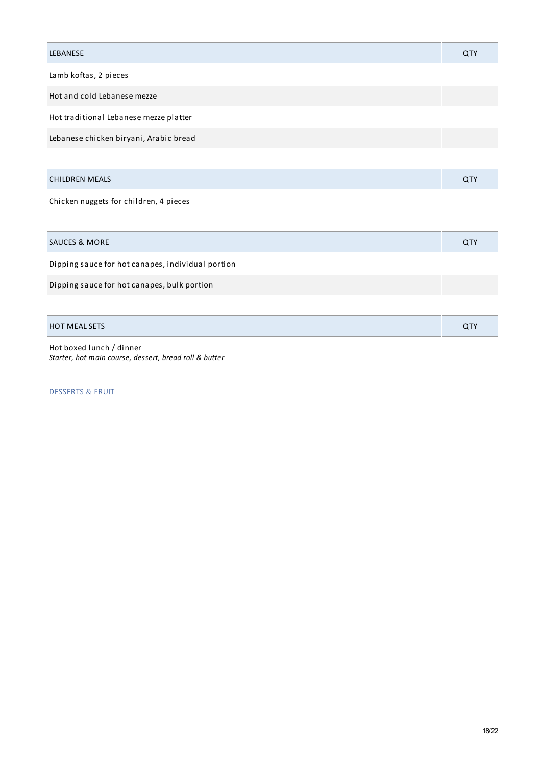| LEBANESE | QTY |
|---|---|
| Lamb koftas, 2 pieces | |
| Hot and cold Lebanese mezze | |
| Hot traditional Lebanese mezze platter | |
| Lebanese chicken biryani, Arabic bread | |

| CHILDREN MEALS | QTY |
|---|---|
| Chicken nuggets for children, 4 pieces | |

| SAUCES & MORE | QTY |
|---|---|
| Dipping sauce for hot canapes, individual portion | |
| Dipping sauce for hot canapes, bulk portion | |

| HOT MEAL SETS | QTY |
|---|---|
| Hot boxed lunch / dinner<br>*Starter, hot main course, dessert, bread roll & butter* | |

DESSERTS & FRUIT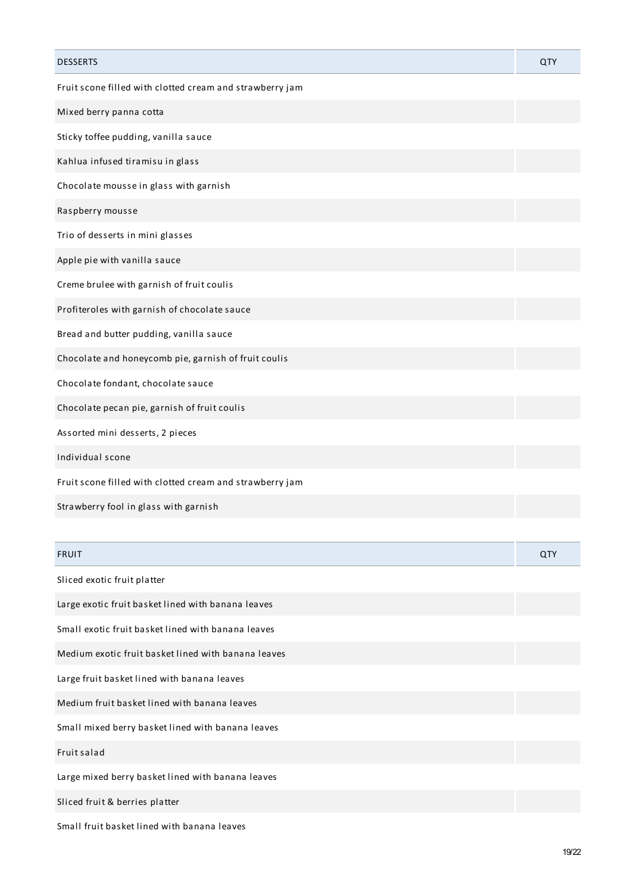| DESSERTS | QTY |
|---|---|
| Fruit scone filled with clotted cream and strawberry jam | |
| Mixed berry panna cotta | |
| Sticky toffee pudding, vanilla sauce | |
| Kahlua infused tiramisu in glass | |
| Chocolate mousse in glass with garnish | |
| Raspberry mousse | |
| Trio of desserts in mini glasses | |
| Apple pie with vanilla sauce | |
| Creme brulee with garnish of fruit coulis | |
| Profiteroles with garnish of chocolate sauce | |
| Bread and butter pudding, vanilla sauce | |
| Chocolate and honeycomb pie, garnish of fruit coulis | |
| Chocolate fondant, chocolate sauce | |
| Chocolate pecan pie, garnish of fruit coulis | |
| Assorted mini desserts, 2 pieces | |
| Individual scone | |
| Fruit scone filled with clotted cream and strawberry jam | |
| Strawberry fool in glass with garnish | |

| FRUIT | QTY |
|---|---|
| Sliced exotic fruit platter | |
| Large exotic fruit basket lined with banana leaves | |
| Small exotic fruit basket lined with banana leaves | |
| Medium exotic fruit basket lined with banana leaves | |
| Large fruit basket lined with banana leaves | |
| Medium fruit basket lined with banana leaves | |
| Small mixed berry basket lined with banana leaves | |
| Fruit salad | |
| Large mixed berry basket lined with banana leaves | |
| Sliced fruit & berries platter | |
| Small fruit basket lined with banana leaves | |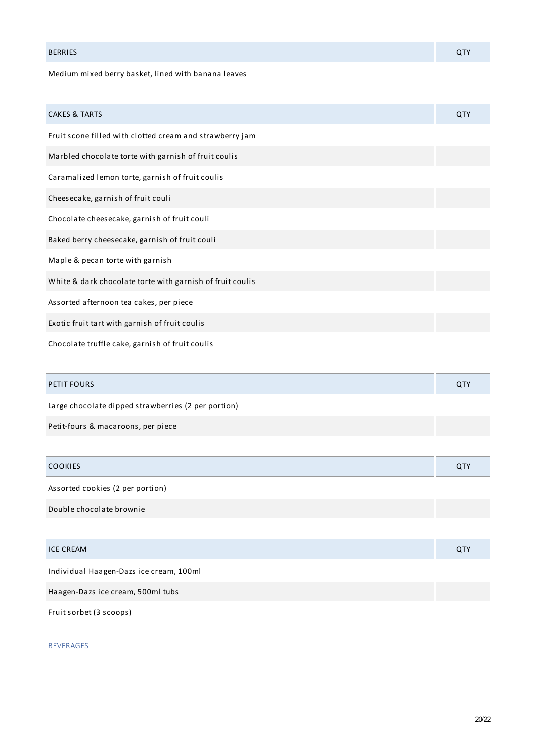| BERRIES | QTY |
|---|---|
| Medium mixed berry basket, lined with banana leaves | |

| CAKES & TARTS | QTY |
|---|---|
| Fruit scone filled with clotted cream and strawberry jam | |
| Marbled chocolate torte with garnish of fruit coulis | |
| Caramalized lemon torte, garnish of fruit coulis | |
| Cheesecake, garnish of fruit couli | |
| Chocolate cheesecake, garnish of fruit couli | |
| Baked berry cheesecake, garnish of fruit couli | |
| Maple & pecan torte with garnish | |
| White & dark chocolate torte with garnish of fruit coulis | |
| Assorted afternoon tea cakes, per piece | |
| Exotic fruit tart with garnish of fruit coulis | |
| Chocolate truffle cake, garnish of fruit coulis | |

| PETIT FOURS | QTY |
|---|---|
| Large chocolate dipped strawberries (2 per portion) | |
| Petit-fours & macaroons, per piece | |

| COOKIES | QTY |
|---|---|
| Assorted cookies (2 per portion) | |
| Double chocolate brownie | |

| ICE CREAM | QTY |
|---|---|
| Individual Haagen-Dazs ice cream, 100ml | |
| Haagen-Dazs ice cream, 500ml tubs | |
| Fruit sorbet (3 scoops) | |

BEVERAGES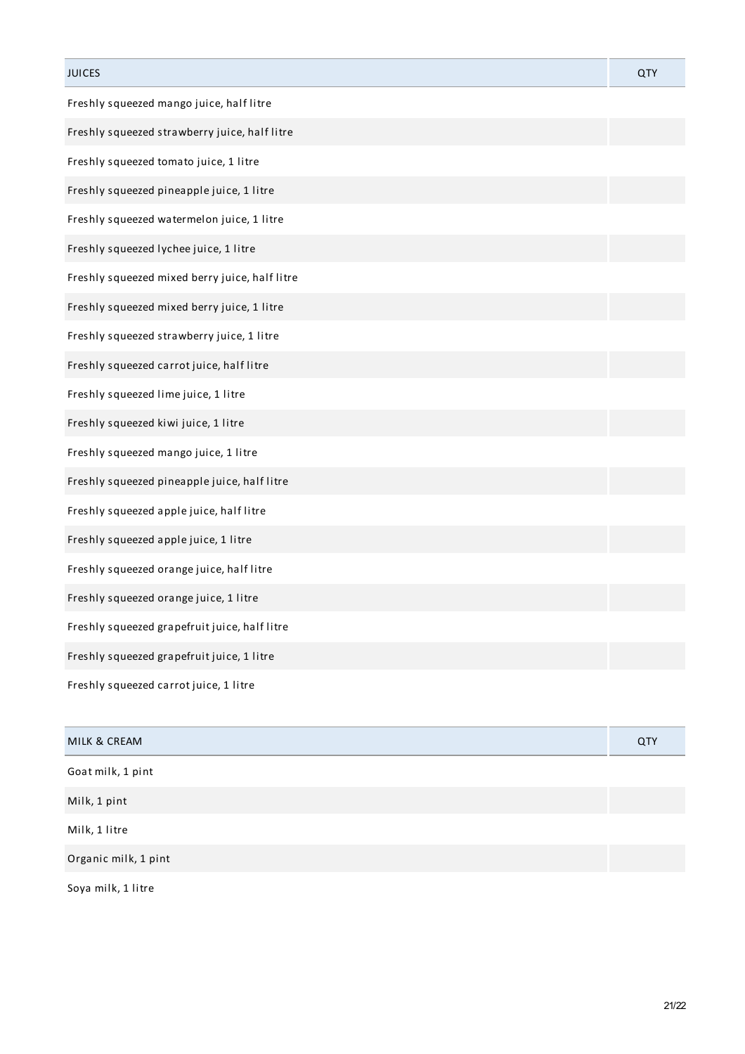| JUICES | QTY |
| --- | --- |
| Freshly squeezed mango juice, half litre | |
| Freshly squeezed strawberry juice, half litre | |
| Freshly squeezed tomato juice, 1 litre | |
| Freshly squeezed pineapple juice, 1 litre | |
| Freshly squeezed watermelon juice, 1 litre | |
| Freshly squeezed lychee juice, 1 litre | |
| Freshly squeezed mixed berry juice, half litre | |
| Freshly squeezed mixed berry juice, 1 litre | |
| Freshly squeezed strawberry juice, 1 litre | |
| Freshly squeezed carrot juice, half litre | |
| Freshly squeezed lime juice, 1 litre | |
| Freshly squeezed kiwi juice, 1 litre | |
| Freshly squeezed mango juice, 1 litre | |
| Freshly squeezed pineapple juice, half litre | |
| Freshly squeezed apple juice, half litre | |
| Freshly squeezed apple juice, 1 litre | |
| Freshly squeezed orange juice, half litre | |
| Freshly squeezed orange juice, 1 litre | |
| Freshly squeezed grapefruit juice, half litre | |
| Freshly squeezed grapefruit juice, 1 litre | |
| Freshly squeezed carrot juice, 1 litre | |

| MILK & CREAM | QTY |
| --- | --- |
| Goat milk, 1 pint | |
| Milk, 1 pint | |
| Milk, 1 litre | |
| Organic milk, 1 pint | |
| Soya milk, 1 litre | |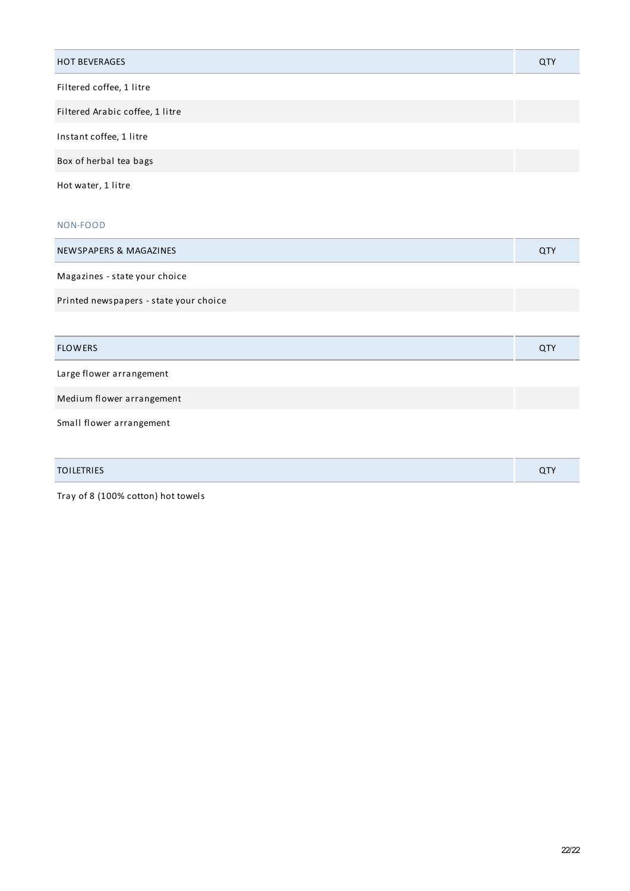| HOT BEVERAGES | QTY |
| --- | --- |
| Filtered coffee, 1 litre | |
| Filtered Arabic coffee, 1 litre | |
| Instant coffee, 1 litre | |
| Box of herbal tea bags | |
| Hot water, 1 litre | |

## NON-FOOD

| NEWSPAPERS & MAGAZINES | QTY |
| --- | --- |
| Magazines - state your choice | |
| Printed newspapers - state your choice | |

| FLOWERS | QTY |
| --- | --- |
| Large flower arrangement | |
| Medium flower arrangement | |
| Small flower arrangement | |

| TOILETRIES | QTY |
| --- | --- |
| Tray of 8 (100% cotton) hot towels | |